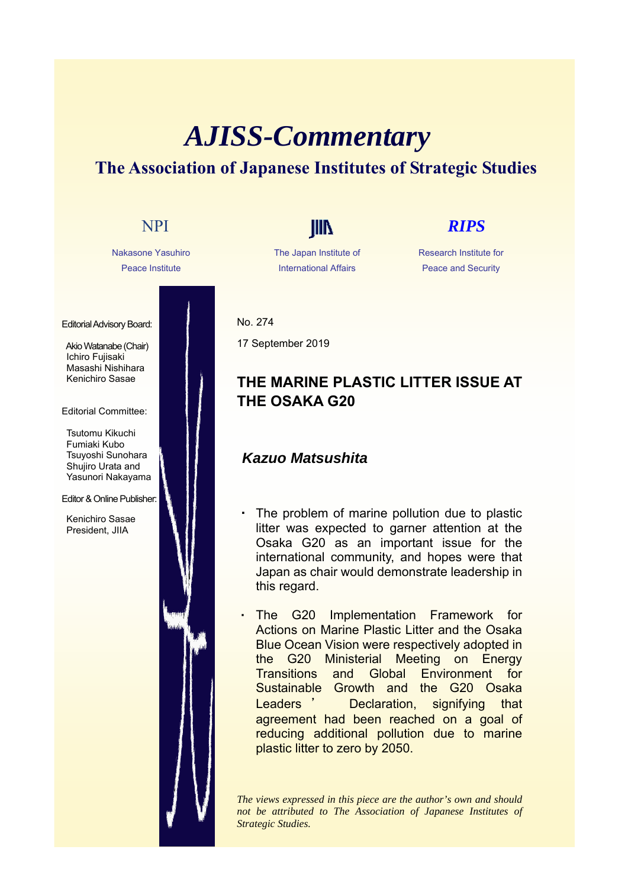# AJISS-Commentary

## The Association of Japanese Institutes of Strategic Studies

NPI — Nakasone Yasuhiro Peace Institute

JIIA — The Japan Institute of International Affairs

RIPS — Research Institute for Peace and Security

Editorial Advisory Board:

Akio Watanabe (Chair)
Ichiro Fujisaki
Masashi Nishihara
Kenichiro Sasae

Editorial Committee:

Tsutomu Kikuchi
Fumiaki Kubo
Tsuyoshi Sunohara
Shujiro Urata and
Yasunori Nakayama

Editor & Online Publisher:

Kenichiro Sasae
President, JIIA

No. 274

17 September 2019

## THE MARINE PLASTIC LITTER ISSUE AT THE OSAKA G20

***Kazuo Matsushita***

- The problem of marine pollution due to plastic litter was expected to garner attention at the Osaka G20 as an important issue for the international community, and hopes were that Japan as chair would demonstrate leadership in this regard.
- The G20 Implementation Framework for Actions on Marine Plastic Litter and the Osaka Blue Ocean Vision were respectively adopted in the G20 Ministerial Meeting on Energy Transitions and Global Environment for Sustainable Growth and the G20 Osaka Leaders' Declaration, signifying that agreement had been reached on a goal of reducing additional pollution due to marine plastic litter to zero by 2050.

*The views expressed in this piece are the author's own and should not be attributed to The Association of Japanese Institutes of Strategic Studies.*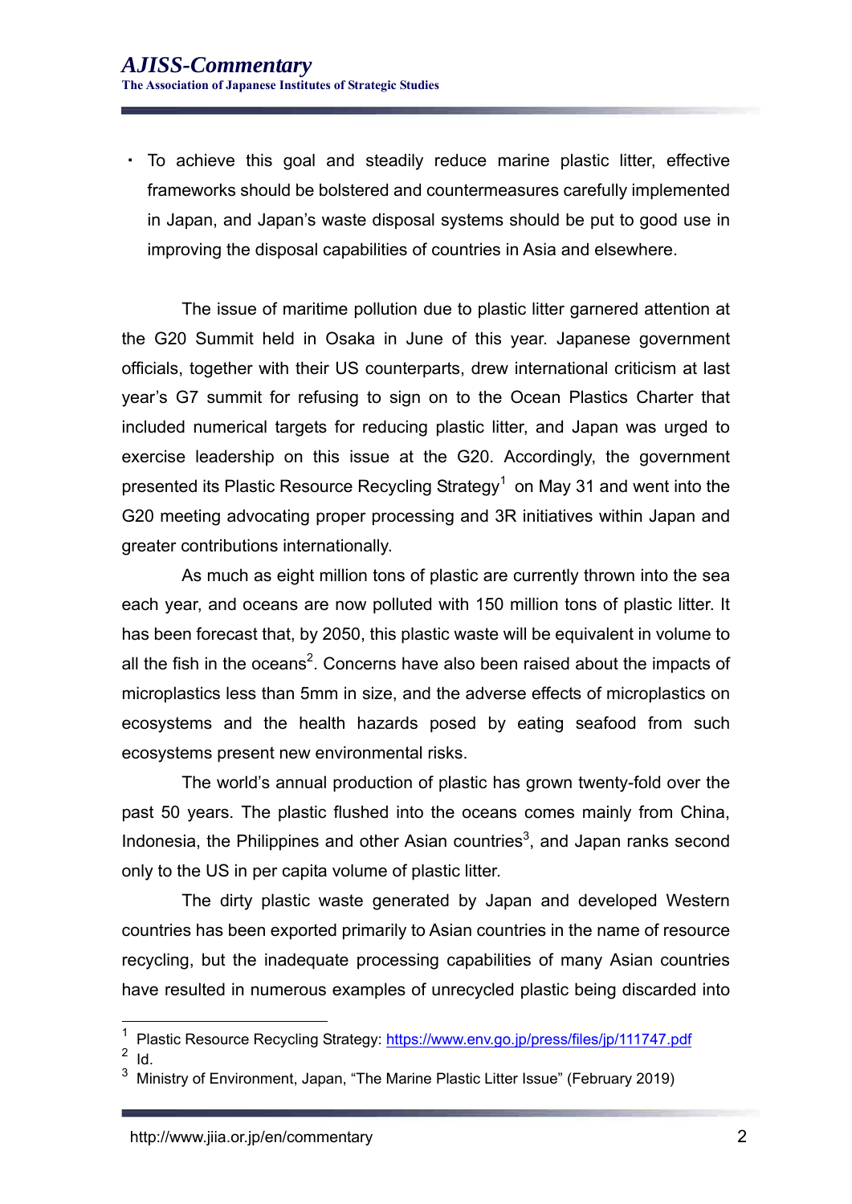・ To achieve this goal and steadily reduce marine plastic litter, effective frameworks should be bolstered and countermeasures carefully implemented in Japan, and Japan's waste disposal systems should be put to good use in improving the disposal capabilities of countries in Asia and elsewhere.

The issue of maritime pollution due to plastic litter garnered attention at the G20 Summit held in Osaka in June of this year. Japanese government officials, together with their US counterparts, drew international criticism at last year's G7 summit for refusing to sign on to the Ocean Plastics Charter that included numerical targets for reducing plastic litter, and Japan was urged to exercise leadership on this issue at the G20. Accordingly, the government presented its Plastic Resource Recycling Strategy[1] on May 31 and went into the G20 meeting advocating proper processing and 3R initiatives within Japan and greater contributions internationally.

As much as eight million tons of plastic are currently thrown into the sea each year, and oceans are now polluted with 150 million tons of plastic litter. It has been forecast that, by 2050, this plastic waste will be equivalent in volume to all the fish in the oceans[2]. Concerns have also been raised about the impacts of microplastics less than 5mm in size, and the adverse effects of microplastics on ecosystems and the health hazards posed by eating seafood from such ecosystems present new environmental risks.

The world's annual production of plastic has grown twenty-fold over the past 50 years. The plastic flushed into the oceans comes mainly from China, Indonesia, the Philippines and other Asian countries[3], and Japan ranks second only to the US in per capita volume of plastic litter.

The dirty plastic waste generated by Japan and developed Western countries has been exported primarily to Asian countries in the name of resource recycling, but the inadequate processing capabilities of many Asian countries have resulted in numerous examples of unrecycled plastic being discarded into

---

[1] Plastic Resource Recycling Strategy: https://www.env.go.jp/press/files/jp/111747.pdf

[2] Id.

[3] Ministry of Environment, Japan, "The Marine Plastic Litter Issue" (February 2019)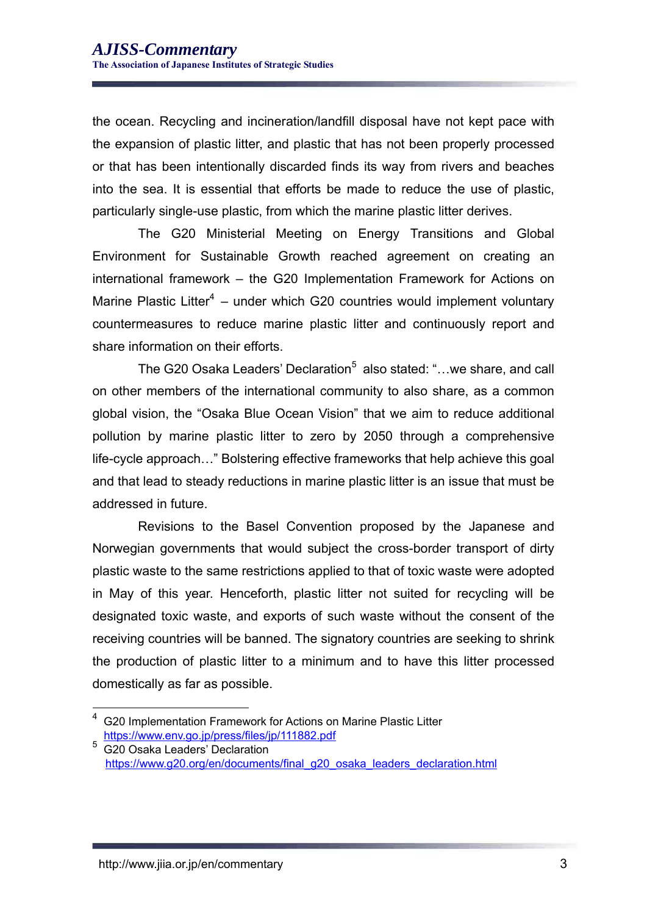the ocean. Recycling and incineration/landfill disposal have not kept pace with the expansion of plastic litter, and plastic that has not been properly processed or that has been intentionally discarded finds its way from rivers and beaches into the sea. It is essential that efforts be made to reduce the use of plastic, particularly single-use plastic, from which the marine plastic litter derives.

The G20 Ministerial Meeting on Energy Transitions and Global Environment for Sustainable Growth reached agreement on creating an international framework – the G20 Implementation Framework for Actions on Marine Plastic Litter[4] – under which G20 countries would implement voluntary countermeasures to reduce marine plastic litter and continuously report and share information on their efforts.

The G20 Osaka Leaders' Declaration[5] also stated: "…we share, and call on other members of the international community to also share, as a common global vision, the "Osaka Blue Ocean Vision" that we aim to reduce additional pollution by marine plastic litter to zero by 2050 through a comprehensive life-cycle approach…" Bolstering effective frameworks that help achieve this goal and that lead to steady reductions in marine plastic litter is an issue that must be addressed in future.

Revisions to the Basel Convention proposed by the Japanese and Norwegian governments that would subject the cross-border transport of dirty plastic waste to the same restrictions applied to that of toxic waste were adopted in May of this year. Henceforth, plastic litter not suited for recycling will be designated toxic waste, and exports of such waste without the consent of the receiving countries will be banned. The signatory countries are seeking to shrink the production of plastic litter to a minimum and to have this litter processed domestically as far as possible.

---

[4] G20 Implementation Framework for Actions on Marine Plastic Litter
https://www.env.go.jp/press/files/jp/111882.pdf

[5] G20 Osaka Leaders' Declaration
https://www.g20.org/en/documents/final_g20_osaka_leaders_declaration.html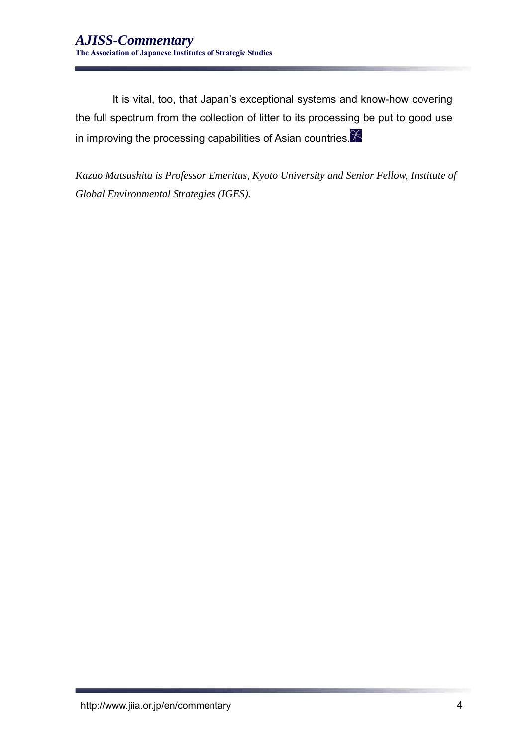It is vital, too, that Japan's exceptional systems and know-how covering the full spectrum from the collection of litter to its processing be put to good use in improving the processing capabilities of Asian countries.

*Kazuo Matsushita is Professor Emeritus, Kyoto University and Senior Fellow, Institute of Global Environmental Strategies (IGES).*